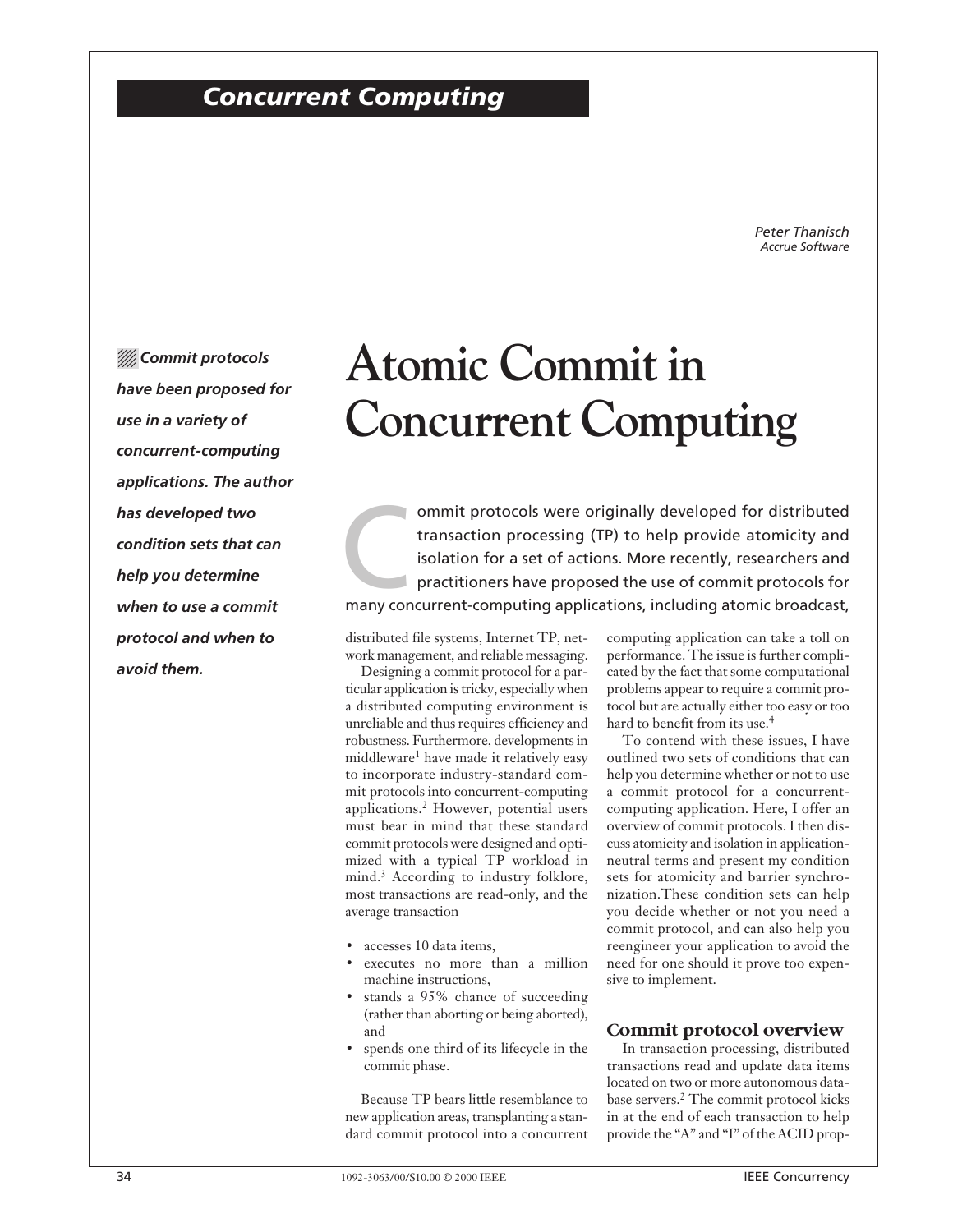# Atomic Commit in Concurrent Computing

Peter Thanisch
*Accrue Software*

***Commit protocols have been proposed for use in a variety of concurrent-computing applications. The author has developed two condition sets that can help you determine when to use a commit protocol and when to avoid them.***

Commit protocols were originally developed for distributed transaction processing (TP) to help provide atomicity and isolation for a set of actions. More recently, researchers and practitioners have proposed the use of commit protocols for many concurrent-computing applications, including atomic broadcast, distributed file systems, Internet TP, network management, and reliable messaging.

Designing a commit protocol for a particular application is tricky, especially when a distributed computing environment is unreliable and thus requires efficiency and robustness. Furthermore, developments in middleware[1] have made it relatively easy to incorporate industry-standard commit protocols into concurrent-computing applications.[2] However, potential users must bear in mind that these standard commit protocols were designed and optimized with a typical TP workload in mind.[3] According to industry folklore, most transactions are read-only, and the average transaction

- accesses 10 data items,
- executes no more than a million machine instructions,
- stands a 95% chance of succeeding (rather than aborting or being aborted), and
- spends one third of its lifecycle in the commit phase.

Because TP bears little resemblance to new application areas, transplanting a standard commit protocol into a concurrent computing application can take a toll on performance. The issue is further complicated by the fact that some computational problems appear to require a commit protocol but are actually either too easy or too hard to benefit from its use.[4]

To contend with these issues, I have outlined two sets of conditions that can help you determine whether or not to use a commit protocol for a concurrent-computing application. Here, I offer an overview of commit protocols. I then discuss atomicity and isolation in application-neutral terms and present my condition sets for atomicity and barrier synchronization. These condition sets can help you decide whether or not you need a commit protocol, and can also help you reengineer your application to avoid the need for one should it prove too expensive to implement.

## Commit protocol overview

In transaction processing, distributed transactions read and update data items located on two or more autonomous database servers.[2] The commit protocol kicks in at the end of each transaction to help provide the "A" and "I" of the ACID prop-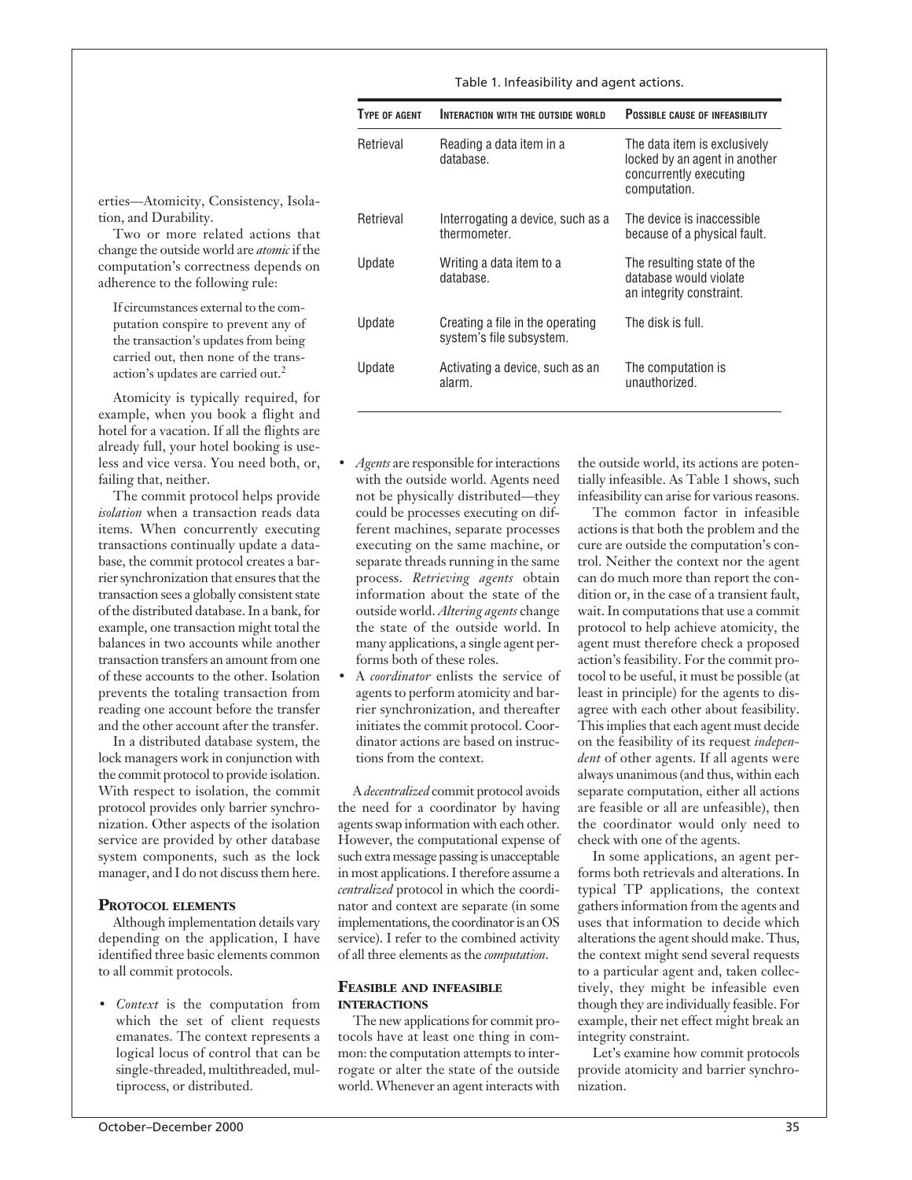erties—Atomicity, Consistency, Isolation, and Durability.

Two or more related actions that change the outside world are *atomic* if the computation's correctness depends on adherence to the following rule:

> If circumstances external to the computation conspire to prevent any of the transaction's updates from being carried out, then none of the transaction's updates are carried out.[2]

Atomicity is typically required, for example, when you book a flight and hotel for a vacation. If all the flights are already full, your hotel booking is useless and vice versa. You need both, or, failing that, neither.

The commit protocol helps provide *isolation* when a transaction reads data items. When concurrently executing transactions continually update a database, the commit protocol creates a barrier synchronization that ensures that the transaction sees a globally consistent state of the distributed database. In a bank, for example, one transaction might total the balances in two accounts while another transaction transfers an amount from one of these accounts to the other. Isolation prevents the totaling transaction from reading one account before the transfer and the other account after the transfer.

In a distributed database system, the lock managers work in conjunction with the commit protocol to provide isolation. With respect to isolation, the commit protocol provides only barrier synchronization. Other aspects of the isolation service are provided by other database system components, such as the lock manager, and I do not discuss them here.

Table 1. Infeasibility and agent actions.

| Type of agent | Interaction with the outside world | Possible cause of infeasibility |
|---|---|---|
| Retrieval | Reading a data item in a database. | The data item is exclusively locked by an agent in another concurrently executing computation. |
| Retrieval | Interrogating a device, such as a thermometer. | The device is inaccessible because of a physical fault. |
| Update | Writing a data item to a database. | The resulting state of the database would violate an integrity constraint. |
| Update | Creating a file in the operating system's file subsystem. | The disk is full. |
| Update | Activating a device, such as an alarm. | The computation is unauthorized. |

## Protocol elements

Although implementation details vary depending on the application, I have identified three basic elements common to all commit protocols.

- *Context* is the computation from which the set of client requests emanates. The context represents a logical locus of control that can be single-threaded, multithreaded, multiprocess, or distributed.
- *Agents* are responsible for interactions with the outside world. Agents need not be physically distributed—they could be processes executing on different machines, separate processes executing on the same machine, or separate threads running in the same process. *Retrieving agents* obtain information about the state of the outside world. *Altering agents* change the state of the outside world. In many applications, a single agent performs both of these roles.
- A *coordinator* enlists the service of agents to perform atomicity and barrier synchronization, and thereafter initiates the commit protocol. Coordinator actions are based on instructions from the context.

A *decentralized* commit protocol avoids the need for a coordinator by having agents swap information with each other. However, the computational expense of such extra message passing is unacceptable in most applications. I therefore assume a *centralized* protocol in which the coordinator and context are separate (in some implementations, the coordinator is an OS service). I refer to the combined activity of all three elements as the *computation*.

## Feasible and infeasible interactions

The new applications for commit protocols have at least one thing in common: the computation attempts to interrogate or alter the state of the outside world. Whenever an agent interacts with the outside world, its actions are potentially infeasible. As Table 1 shows, such infeasibility can arise for various reasons.

The common factor in infeasible actions is that both the problem and the cure are outside the computation's control. Neither the context nor the agent can do much more than report the condition or, in the case of a transient fault, wait. In computations that use a commit protocol to help achieve atomicity, the agent must therefore check a proposed action's feasibility. For the commit protocol to be useful, it must be possible (at least in principle) for the agents to disagree with each other about feasibility. This implies that each agent must decide on the feasibility of its request *independent* of other agents. If all agents were always unanimous (and thus, within each separate computation, either all actions are feasible or all are unfeasible), then the coordinator would only need to check with one of the agents.

In some applications, an agent performs both retrievals and alterations. In typical TP applications, the context gathers information from the agents and uses that information to decide which alterations the agent should make. Thus, the context might send several requests to a particular agent and, taken collectively, they might be infeasible even though they are individually feasible. For example, their net effect might break an integrity constraint.

Let's examine how commit protocols provide atomicity and barrier synchronization.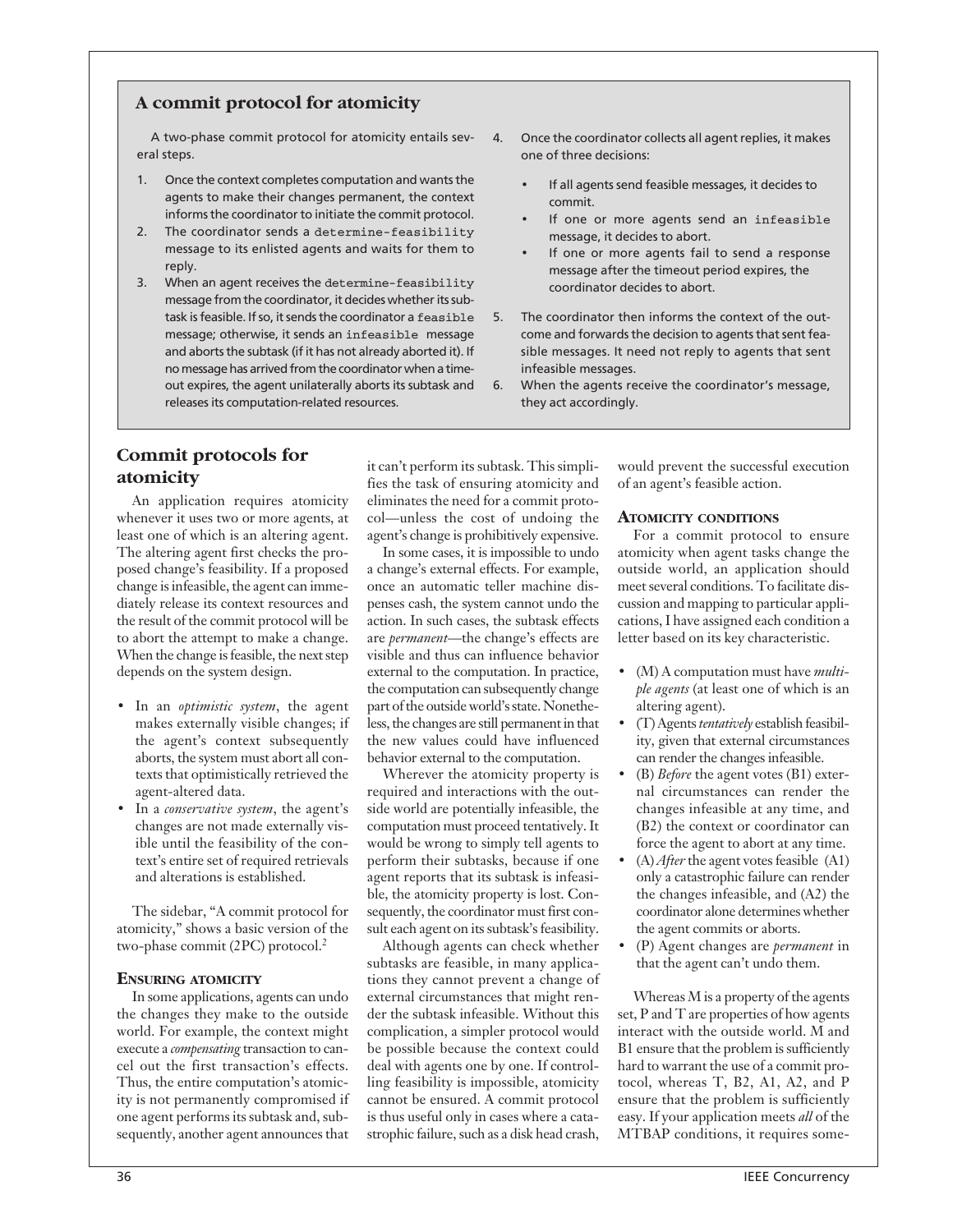## A commit protocol for atomicity

A two-phase commit protocol for atomicity entails several steps.

1. Once the context completes computation and wants the agents to make their changes permanent, the context informs the coordinator to initiate the commit protocol.
2. The coordinator sends a `determine-feasibility` message to its enlisted agents and waits for them to reply.
3. When an agent receives the `determine-feasibility` message from the coordinator, it decides whether its subtask is feasible. If so, it sends the coordinator a `feasible` message; otherwise, it sends an `infeasible` message and aborts the subtask (if it has not already aborted it). If no message has arrived from the coordinator when a timeout expires, the agent unilaterally aborts its subtask and releases its computation-related resources.
4. Once the coordinator collects all agent replies, it makes one of three decisions:
   - If all agents send feasible messages, it decides to commit.
   - If one or more agents send an `infeasible` message, it decides to abort.
   - If one or more agents fail to send a response message after the timeout period expires, the coordinator decides to abort.
5. The coordinator then informs the context of the outcome and forwards the decision to agents that sent feasible messages. It need not reply to agents that sent infeasible messages.
6. When the agents receive the coordinator's message, they act accordingly.

## Commit protocols for atomicity

An application requires atomicity whenever it uses two or more agents, at least one of which is an altering agent. The altering agent first checks the proposed change's feasibility. If a proposed change is infeasible, the agent can immediately release its context resources and the result of the commit protocol will be to abort the attempt to make a change. When the change is feasible, the next step depends on the system design.

- In an *optimistic system*, the agent makes externally visible changes; if the agent's context subsequently aborts, the system must abort all contexts that optimistically retrieved the agent-altered data.
- In a *conservative system*, the agent's changes are not made externally visible until the feasibility of the context's entire set of required retrievals and alterations is established.

The sidebar, "A commit protocol for atomicity," shows a basic version of the two-phase commit (2PC) protocol.[2]

### Ensuring atomicity

In some applications, agents can undo the changes they make to the outside world. For example, the context might execute a *compensating* transaction to cancel out the first transaction's effects. Thus, the entire computation's atomicity is not permanently compromised if one agent performs its subtask and, subsequently, another agent announces that it can't perform its subtask. This simplifies the task of ensuring atomicity and eliminates the need for a commit protocol—unless the cost of undoing the agent's change is prohibitively expensive.

In some cases, it is impossible to undo a change's external effects. For example, once an automatic teller machine dispenses cash, the system cannot undo the action. In such cases, the subtask effects are *permanent*—the change's effects are visible and thus can influence behavior external to the computation. In practice, the computation can subsequently change part of the outside world's state. Nonetheless, the changes are still permanent in that the new values could have influenced behavior external to the computation.

Wherever the atomicity property is required and interactions with the outside world are potentially infeasible, the computation must proceed tentatively. It would be wrong to simply tell agents to perform their subtasks, because if one agent reports that its subtask is infeasible, the atomicity property is lost. Consequently, the coordinator must first consult each agent on its subtask's feasibility.

Although agents can check whether subtasks are feasible, in many applications they cannot prevent a change of external circumstances that might render the subtask infeasible. Without this complication, a simpler protocol would be possible because the context could deal with agents one by one. If controlling feasibility is impossible, atomicity cannot be ensured. A commit protocol is thus useful only in cases where a catastrophic failure, such as a disk head crash, would prevent the successful execution of an agent's feasible action.

### Atomicity conditions

For a commit protocol to ensure atomicity when agent tasks change the outside world, an application should meet several conditions. To facilitate discussion and mapping to particular applications, I have assigned each condition a letter based on its key characteristic.

- (M) A computation must have *multiple agents* (at least one of which is an altering agent).
- (T) Agents *tentatively* establish feasibility, given that external circumstances can render the changes infeasible.
- (B) *Before* the agent votes (B1) external circumstances can render the changes infeasible at any time, and (B2) the context or coordinator can force the agent to abort at any time.
- (A) *After* the agent votes feasible (A1) only a catastrophic failure can render the changes infeasible, and (A2) the coordinator alone determines whether the agent commits or aborts.
- (P) Agent changes are *permanent* in that the agent can't undo them.

Whereas M is a property of the agents set, P and T are properties of how agents interact with the outside world. M and B1 ensure that the problem is sufficiently hard to warrant the use of a commit protocol, whereas T, B2, A1, A2, and P ensure that the problem is sufficiently easy. If your application meets *all* of the MTBAP conditions, it requires some-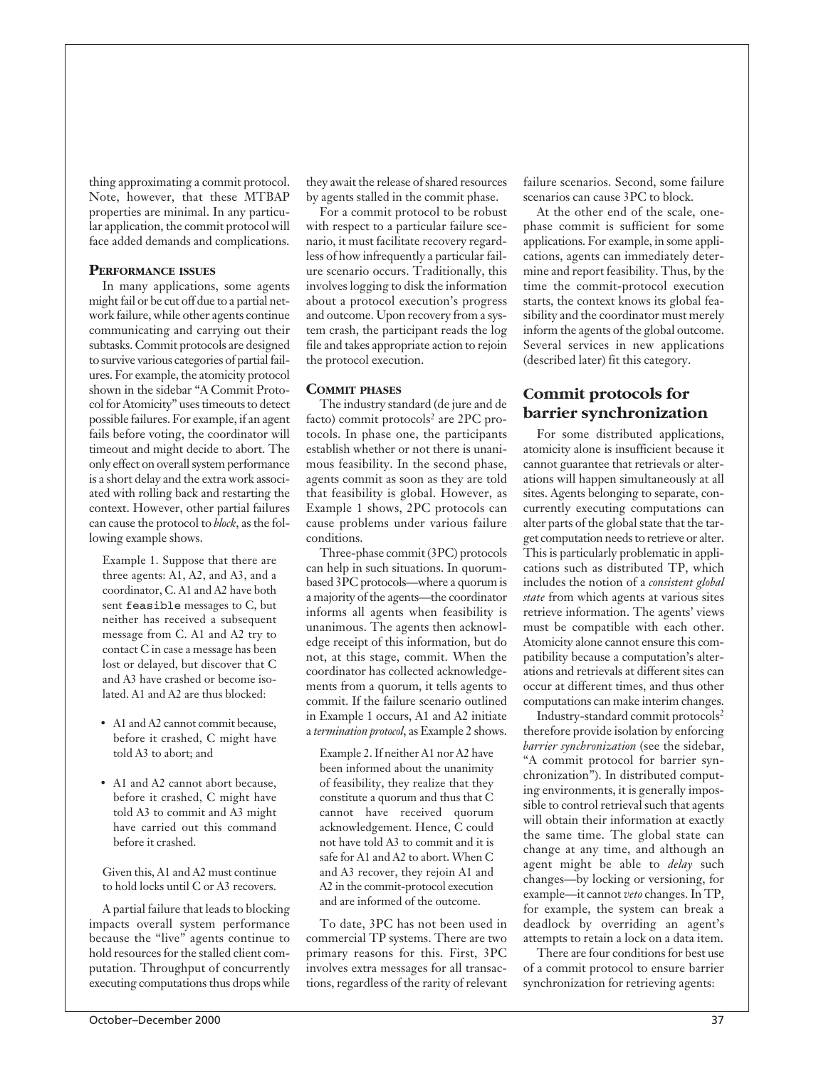thing approximating a commit protocol. Note, however, that these MTBAP properties are minimal. In any particular application, the commit protocol will face added demands and complications.

### Performance issues

In many applications, some agents might fail or be cut off due to a partial network failure, while other agents continue communicating and carrying out their subtasks. Commit protocols are designed to survive various categories of partial failures. For example, the atomicity protocol shown in the sidebar "A Commit Protocol for Atomicity" uses timeouts to detect possible failures. For example, if an agent fails before voting, the coordinator will timeout and might decide to abort. The only effect on overall system performance is a short delay and the extra work associated with rolling back and restarting the context. However, other partial failures can cause the protocol to *block*, as the following example shows.

> Example 1. Suppose that there are three agents: A1, A2, and A3, and a coordinator, C. A1 and A2 have both sent `feasible` messages to C, but neither has received a subsequent message from C. A1 and A2 try to contact C in case a message has been lost or delayed, but discover that C and A3 have crashed or become isolated. A1 and A2 are thus blocked:
>
> - A1 and A2 cannot commit because, before it crashed, C might have told A3 to abort; and
> - A1 and A2 cannot abort because, before it crashed, C might have told A3 to commit and A3 might have carried out this command before it crashed.
>
> Given this, A1 and A2 must continue to hold locks until C or A3 recovers.

A partial failure that leads to blocking impacts overall system performance because the "live" agents continue to hold resources for the stalled client computation. Throughput of concurrently executing computations thus drops while they await the release of shared resources by agents stalled in the commit phase.

For a commit protocol to be robust with respect to a particular failure scenario, it must facilitate recovery regardless of how infrequently a particular failure scenario occurs. Traditionally, this involves logging to disk the information about a protocol execution's progress and outcome. Upon recovery from a system crash, the participant reads the log file and takes appropriate action to rejoin the protocol execution.

### Commit phases

The industry standard (de jure and de facto) commit protocols[2] are 2PC protocols. In phase one, the participants establish whether or not there is unanimous feasibility. In the second phase, agents commit as soon as they are told that feasibility is global. However, as Example 1 shows, 2PC protocols can cause problems under various failure conditions.

Three-phase commit (3PC) protocols can help in such situations. In quorum-based 3PC protocols—where a quorum is a majority of the agents—the coordinator informs all agents when feasibility is unanimous. The agents then acknowledge receipt of this information, but do not, at this stage, commit. When the coordinator has collected acknowledgements from a quorum, it tells agents to commit. If the failure scenario outlined in Example 1 occurs, A1 and A2 initiate a *termination protocol*, as Example 2 shows.

> Example 2. If neither A1 nor A2 have been informed about the unanimity of feasibility, they realize that they constitute a quorum and thus that C cannot have received quorum acknowledgement. Hence, C could not have told A3 to commit and it is safe for A1 and A2 to abort. When C and A3 recover, they rejoin A1 and A2 in the commit-protocol execution and are informed of the outcome.

To date, 3PC has not been used in commercial TP systems. There are two primary reasons for this. First, 3PC involves extra messages for all transactions, regardless of the rarity of relevant failure scenarios. Second, some failure scenarios can cause 3PC to block.

At the other end of the scale, one-phase commit is sufficient for some applications. For example, in some applications, agents can immediately determine and report feasibility. Thus, by the time the commit-protocol execution starts, the context knows its global feasibility and the coordinator must merely inform the agents of the global outcome. Several services in new applications (described later) fit this category.

## Commit protocols for barrier synchronization

For some distributed applications, atomicity alone is insufficient because it cannot guarantee that retrievals or alterations will happen simultaneously at all sites. Agents belonging to separate, concurrently executing computations can alter parts of the global state that the target computation needs to retrieve or alter. This is particularly problematic in applications such as distributed TP, which includes the notion of a *consistent global state* from which agents at various sites retrieve information. The agents' views must be compatible with each other. Atomicity alone cannot ensure this compatibility because a computation's alterations and retrievals at different sites can occur at different times, and thus other computations can make interim changes.

Industry-standard commit protocols[2] therefore provide isolation by enforcing *barrier synchronization* (see the sidebar, "A commit protocol for barrier synchronization"). In distributed computing environments, it is generally impossible to control retrieval such that agents will obtain their information at exactly the same time. The global state can change at any time, and although an agent might be able to *delay* such changes—by locking or versioning, for example—it cannot *veto* changes. In TP, for example, the system can break a deadlock by overriding an agent's attempts to retain a lock on a data item.

There are four conditions for best use of a commit protocol to ensure barrier synchronization for retrieving agents: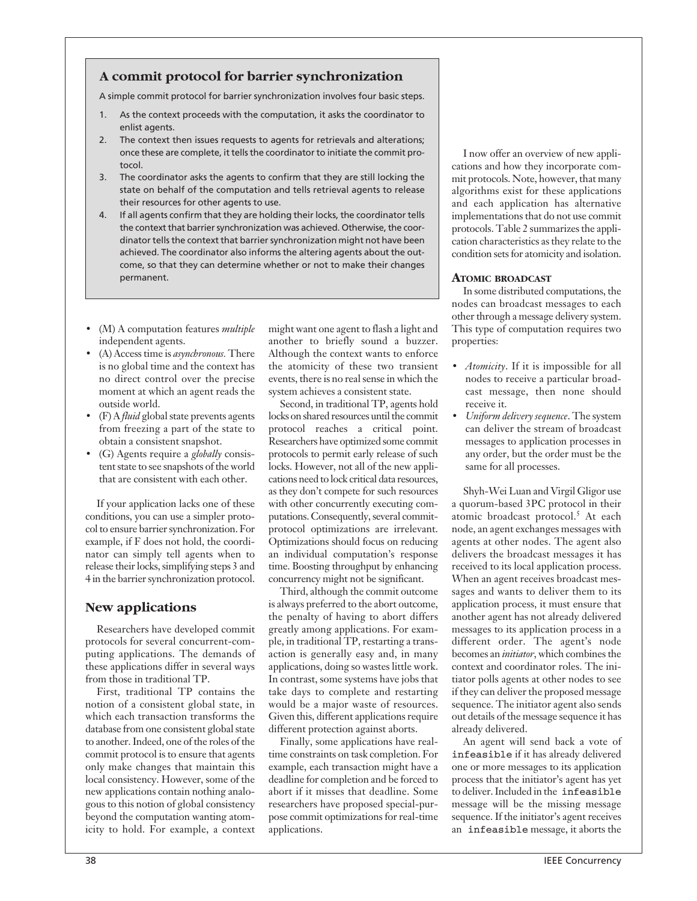## A commit protocol for barrier synchronization

A simple commit protocol for barrier synchronization involves four basic steps.

1. As the context proceeds with the computation, it asks the coordinator to enlist agents.
2. The context then issues requests to agents for retrievals and alterations; once these are complete, it tells the coordinator to initiate the commit protocol.
3. The coordinator asks the agents to confirm that they are still locking the state on behalf of the computation and tells retrieval agents to release their resources for other agents to use.
4. If all agents confirm that they are holding their locks, the coordinator tells the context that barrier synchronization was achieved. Otherwise, the coordinator tells the context that barrier synchronization might not have been achieved. The coordinator also informs the altering agents about the outcome, so that they can determine whether or not to make their changes permanent.

- (M) A computation features *multiple* independent agents.
- (A) Access time is *asynchronous.* There is no global time and the context has no direct control over the precise moment at which an agent reads the outside world.
- (F) A *fluid* global state prevents agents from freezing a part of the state to obtain a consistent snapshot.
- (G) Agents require a *globally* consistent state to see snapshots of the world that are consistent with each other.

If your application lacks one of these conditions, you can use a simpler protocol to ensure barrier synchronization. For example, if F does not hold, the coordinator can simply tell agents when to release their locks, simplifying steps 3 and 4 in the barrier synchronization protocol.

## New applications

Researchers have developed commit protocols for several concurrent-computing applications. The demands of these applications differ in several ways from those in traditional TP.

First, traditional TP contains the notion of a consistent global state, in which each transaction transforms the database from one consistent global state to another. Indeed, one of the roles of the commit protocol is to ensure that agents only make changes that maintain this local consistency. However, some of the new applications contain nothing analogous to this notion of global consistency beyond the computation wanting atomicity to hold. For example, a context might want one agent to flash a light and another to briefly sound a buzzer. Although the context wants to enforce the atomicity of these two transient events, there is no real sense in which the system achieves a consistent state.

Second, in traditional TP, agents hold locks on shared resources until the commit protocol reaches a critical point. Researchers have optimized some commit protocols to permit early release of such locks. However, not all of the new applications need to lock critical data resources, as they don't compete for such resources with other concurrently executing computations. Consequently, several commit-protocol optimizations are irrelevant. Optimizations should focus on reducing an individual computation's response time. Boosting throughput by enhancing concurrency might not be significant.

Third, although the commit outcome is always preferred to the abort outcome, the penalty of having to abort differs greatly among applications. For example, in traditional TP, restarting a transaction is generally easy and, in many applications, doing so wastes little work. In contrast, some systems have jobs that take days to complete and restarting would be a major waste of resources. Given this, different applications require different protection against aborts.

Finally, some applications have real-time constraints on task completion. For example, each transaction might have a deadline for completion and be forced to abort if it misses that deadline. Some researchers have proposed special-purpose commit optimizations for real-time applications.

I now offer an overview of new applications and how they incorporate commit protocols. Note, however, that many algorithms exist for these applications and each application has alternative implementations that do not use commit protocols. Table 2 summarizes the application characteristics as they relate to the condition sets for atomicity and isolation.

### ATOMIC BROADCAST

In some distributed computations, the nodes can broadcast messages to each other through a message delivery system. This type of computation requires two properties:

- *Atomicity*. If it is impossible for all nodes to receive a particular broadcast message, then none should receive it.
- *Uniform delivery sequence*. The system can deliver the stream of broadcast messages to application processes in any order, but the order must be the same for all processes.

Shyh-Wei Luan and Virgil Gligor use a quorum-based 3PC protocol in their atomic broadcast protocol.[5] At each node, an agent exchanges messages with agents at other nodes. The agent also delivers the broadcast messages it has received to its local application process. When an agent receives broadcast messages and wants to deliver them to its application process, it must ensure that another agent has not already delivered messages to its application process in a different order. The agent's node becomes an *initiator*, which combines the context and coordinator roles. The initiator polls agents at other nodes to see if they can deliver the proposed message sequence. The initiator agent also sends out details of the message sequence it has already delivered.

An agent will send back a vote of `infeasible` if it has already delivered one or more messages to its application process that the initiator's agent has yet to deliver. Included in the `infeasible` message will be the missing message sequence. If the initiator's agent receives an `infeasible` message, it aborts the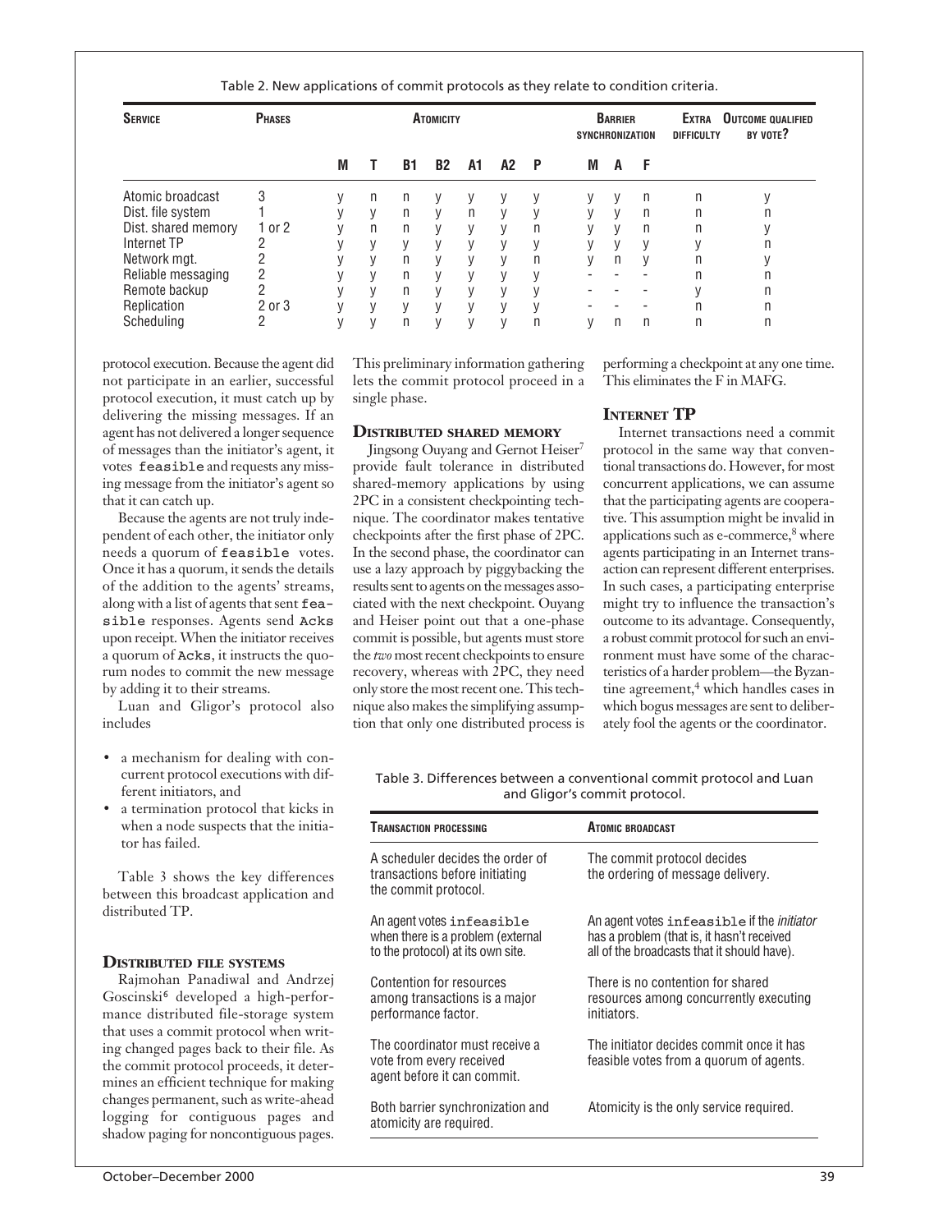Table 2. New applications of commit protocols as they relate to condition criteria.

| Service | Phases | Atomicity | | | | | | | Barrier synchronization | | | Extra difficulty | Outcome qualified by vote? |
|---|---|---|---|---|---|---|---|---|---|---|---|---|---|
| | | M | T | B1 | B2 | A1 | A2 | P | M | A | F | | |
| Atomic broadcast | 3 | y | n | n | y | y | y | y | y | y | n | n | y |
| Dist. file system | 1 | y | y | n | y | n | y | y | y | y | n | n | n |
| Dist. shared memory | 1 or 2 | y | n | n | y | y | y | n | y | y | n | n | y |
| Internet TP | 2 | y | y | y | y | y | y | y | y | y | y | y | n |
| Network mgt. | 2 | y | y | n | y | y | y | n | y | n | y | n | y |
| Reliable messaging | 2 | y | y | n | y | y | y | y | - | - | - | n | n |
| Remote backup | 2 | y | y | n | y | y | y | y | - | - | - | y | n |
| Replication | 2 or 3 | y | y | y | y | y | y | y | - | - | - | n | n |
| Scheduling | 2 | y | y | n | y | y | y | n | y | n | n | n | n |

protocol execution. Because the agent did not participate in an earlier, successful protocol execution, it must catch up by delivering the missing messages. If an agent has not delivered a longer sequence of messages than the initiator's agent, it votes `feasible` and requests any missing message from the initiator's agent so that it can catch up.

Because the agents are not truly independent of each other, the initiator only needs a quorum of `feasible` votes. Once it has a quorum, it sends the details of the addition to the agents' streams, along with a list of agents that sent `feasible` responses. Agents send `Acks` upon receipt. When the initiator receives a quorum of `Acks`, it instructs the quorum nodes to commit the new message by adding it to their streams.

Luan and Gligor's protocol also includes

- a mechanism for dealing with concurrent protocol executions with different initiators, and
- a termination protocol that kicks in when a node suspects that the initiator has failed.

Table 3 shows the key differences between this broadcast application and distributed TP.

### Distributed file systems

Rajmohan Panadiwal and Andrzej Goscinski[6] developed a high-performance distributed file-storage system that uses a commit protocol when writing changed pages back to their file. As the commit protocol proceeds, it determines an efficient technique for making changes permanent, such as write-ahead logging for contiguous pages and shadow paging for noncontiguous pages. This preliminary information gathering lets the commit protocol proceed in a single phase.

### Distributed shared memory

Jingsong Ouyang and Gernot Heiser[7] provide fault tolerance in distributed shared-memory applications by using 2PC in a consistent checkpointing technique. The coordinator makes tentative checkpoints after the first phase of 2PC. In the second phase, the coordinator can use a lazy approach by piggybacking the results sent to agents on the messages associated with the next checkpoint. Ouyang and Heiser point out that a one-phase commit is possible, but agents must store the *two* most recent checkpoints to ensure recovery, whereas with 2PC, they need only store the most recent one. This technique also makes the simplifying assumption that only one distributed process is performing a checkpoint at any one time. This eliminates the F in MAFG.

### Internet TP

Internet transactions need a commit protocol in the same way that conventional transactions do. However, for most concurrent applications, we can assume that the participating agents are cooperative. This assumption might be invalid in applications such as e-commerce,[8] where agents participating in an Internet transaction can represent different enterprises. In such cases, a participating enterprise might try to influence the transaction's outcome to its advantage. Consequently, a robust commit protocol for such an environment must have some of the characteristics of a harder problem—the Byzantine agreement,[4] which handles cases in which bogus messages are sent to deliberately fool the agents or the coordinator.

Table 3. Differences between a conventional commit protocol and Luan and Gligor's commit protocol.

| Transaction processing | Atomic broadcast |
|---|---|
| A scheduler decides the order of transactions before initiating the commit protocol. | The commit protocol decides the ordering of message delivery. |
| An agent votes `infeasible` when there is a problem (external to the protocol) at its own site. | An agent votes `infeasible` if the *initiator* has a problem (that is, it hasn't received all of the broadcasts that it should have). |
| Contention for resources among transactions is a major performance factor. | There is no contention for shared resources among concurrently executing initiators. |
| The coordinator must receive a vote from every received agent before it can commit. | The initiator decides commit once it has feasible votes from a quorum of agents. |
| Both barrier synchronization and atomicity are required. | Atomicity is the only service required. |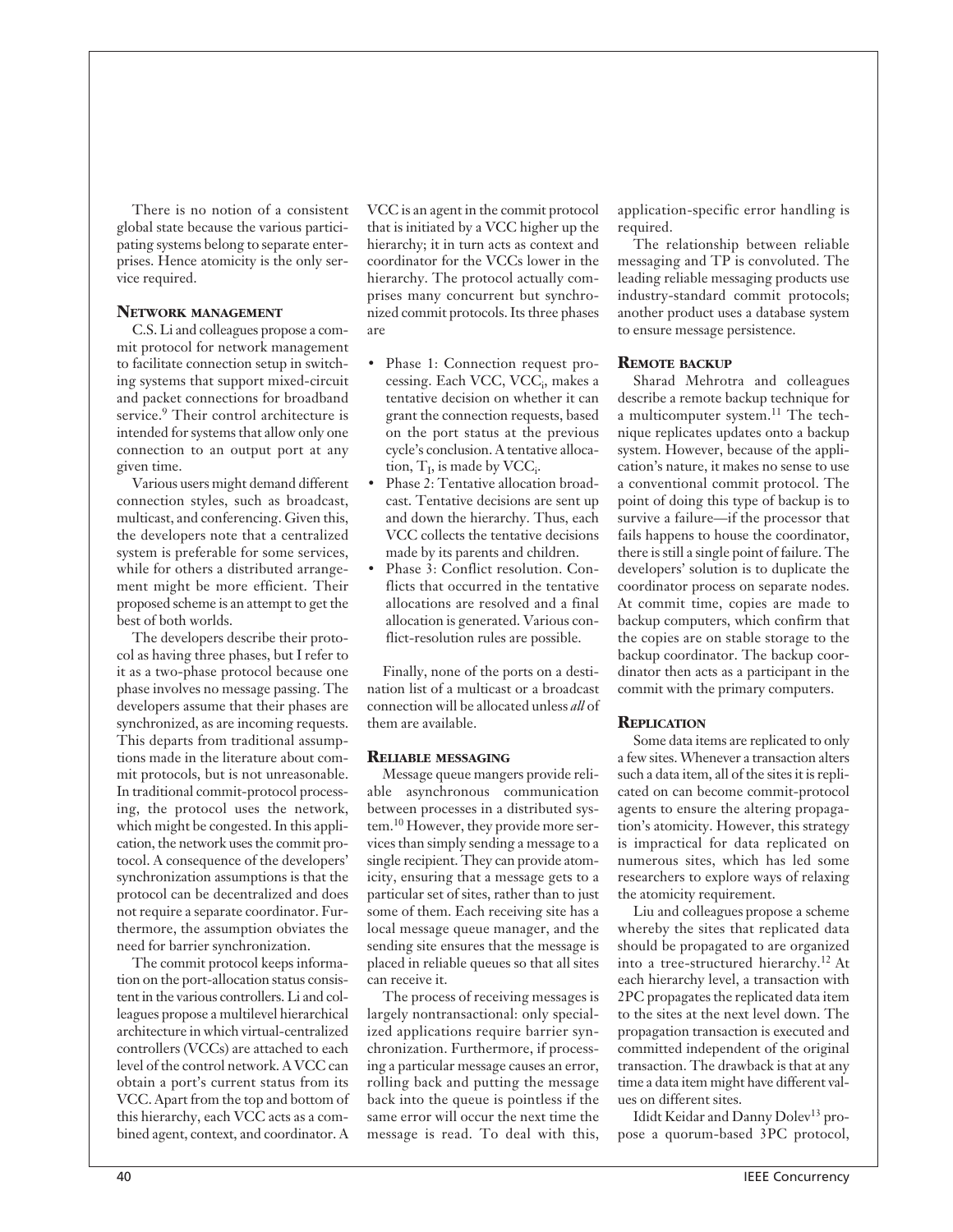There is no notion of a consistent global state because the various participating systems belong to separate enterprises. Hence atomicity is the only service required.

### Network management

C.S. Li and colleagues propose a commit protocol for network management to facilitate connection setup in switching systems that support mixed-circuit and packet connections for broadband service.[9] Their control architecture is intended for systems that allow only one connection to an output port at any given time.

Various users might demand different connection styles, such as broadcast, multicast, and conferencing. Given this, the developers note that a centralized system is preferable for some services, while for others a distributed arrangement might be more efficient. Their proposed scheme is an attempt to get the best of both worlds.

The developers describe their protocol as having three phases, but I refer to it as a two-phase protocol because one phase involves no message passing. The developers assume that their phases are synchronized, as are incoming requests. This departs from traditional assumptions made in the literature about commit protocols, but is not unreasonable. In traditional commit-protocol processing, the protocol uses the network, which might be congested. In this application, the network uses the commit protocol. A consequence of the developers' synchronization assumptions is that the protocol can be decentralized and does not require a separate coordinator. Furthermore, the assumption obviates the need for barrier synchronization.

The commit protocol keeps information on the port-allocation status consistent in the various controllers. Li and colleagues propose a multilevel hierarchical architecture in which virtual-centralized controllers (VCCs) are attached to each level of the control network. A VCC can obtain a port's current status from its VCC. Apart from the top and bottom of this hierarchy, each VCC acts as a combined agent, context, and coordinator. A VCC is an agent in the commit protocol that is initiated by a VCC higher up the hierarchy; it in turn acts as context and coordinator for the VCCs lower in the hierarchy. The protocol actually comprises many concurrent but synchronized commit protocols. Its three phases are

- Phase 1: Connection request processing. Each VCC, $VCC_i$, makes a tentative decision on whether it can grant the connection requests, based on the port status at the previous cycle's conclusion. A tentative allocation, $T_I$, is made by $VCC_i$.
- Phase 2: Tentative allocation broadcast. Tentative decisions are sent up and down the hierarchy. Thus, each VCC collects the tentative decisions made by its parents and children.
- Phase 3: Conflict resolution. Conflicts that occurred in the tentative allocations are resolved and a final allocation is generated. Various conflict-resolution rules are possible.

Finally, none of the ports on a destination list of a multicast or a broadcast connection will be allocated unless *all* of them are available.

### Reliable messaging

Message queue mangers provide reliable asynchronous communication between processes in a distributed system.[10] However, they provide more services than simply sending a message to a single recipient. They can provide atomicity, ensuring that a message gets to a particular set of sites, rather than to just some of them. Each receiving site has a local message queue manager, and the sending site ensures that the message is placed in reliable queues so that all sites can receive it.

The process of receiving messages is largely nontransactional: only specialized applications require barrier synchronization. Furthermore, if processing a particular message causes an error, rolling back and putting the message back into the queue is pointless if the same error will occur the next time the message is read. To deal with this, application-specific error handling is required.

The relationship between reliable messaging and TP is convoluted. The leading reliable messaging products use industry-standard commit protocols; another product uses a database system to ensure message persistence.

### Remote backup

Sharad Mehrotra and colleagues describe a remote backup technique for a multicomputer system.[11] The technique replicates updates onto a backup system. However, because of the application's nature, it makes no sense to use a conventional commit protocol. The point of doing this type of backup is to survive a failure—if the processor that fails happens to house the coordinator, there is still a single point of failure. The developers' solution is to duplicate the coordinator process on separate nodes. At commit time, copies are made to backup computers, which confirm that the copies are on stable storage to the backup coordinator. The backup coordinator then acts as a participant in the commit with the primary computers.

### Replication

Some data items are replicated to only a few sites. Whenever a transaction alters such a data item, all of the sites it is replicated on can become commit-protocol agents to ensure the altering propagation's atomicity. However, this strategy is impractical for data replicated on numerous sites, which has led some researchers to explore ways of relaxing the atomicity requirement.

Liu and colleagues propose a scheme whereby the sites that replicated data should be propagated to are organized into a tree-structured hierarchy.[12] At each hierarchy level, a transaction with 2PC propagates the replicated data item to the sites at the next level down. The propagation transaction is executed and committed independent of the original transaction. The drawback is that at any time a data item might have different values on different sites.

Ididt Keidar and Danny Dolev[13] propose a quorum-based 3PC protocol,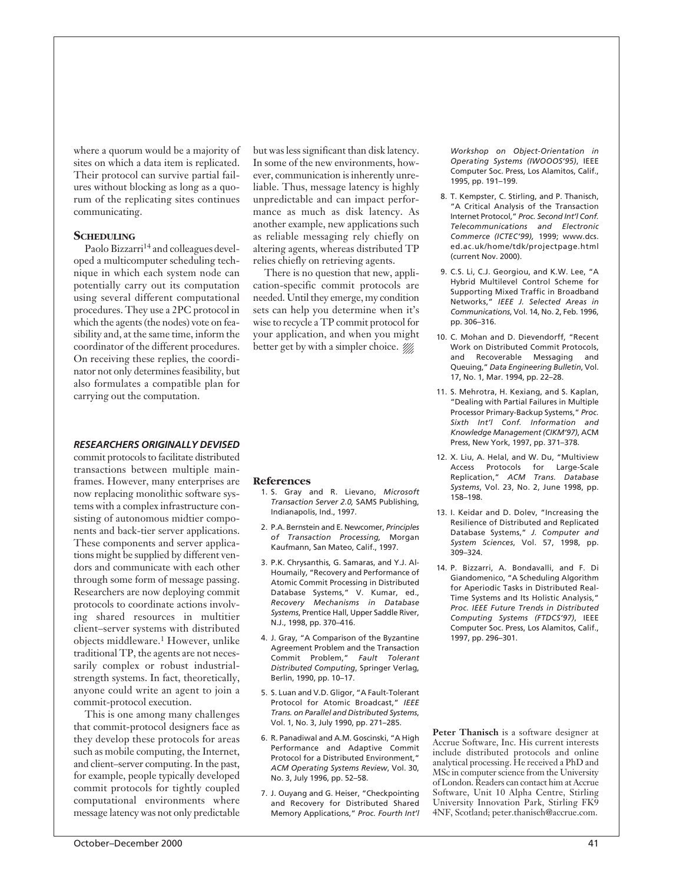where a quorum would be a majority of sites on which a data item is replicated. Their protocol can survive partial failures without blocking as long as a quorum of the replicating sites continues communicating.

### Scheduling

Paolo Bizzarri[14] and colleagues developed a multicomputer scheduling technique in which each system node can potentially carry out its computation using several different computational procedures. They use a 2PC protocol in which the agents (the nodes) vote on feasibility and, at the same time, inform the coordinator of the different procedures. On receiving these replies, the coordinator not only determines feasibility, but also formulates a compatible plan for carrying out the computation.

***Researchers originally devised*** commit protocols to facilitate distributed transactions between multiple mainframes. However, many enterprises are now replacing monolithic software systems with a complex infrastructure consisting of autonomous midtier components and back-tier server applications. These components and server applications might be supplied by different vendors and communicate with each other through some form of message passing. Researchers are now deploying commit protocols to coordinate actions involving shared resources in multitier client–server systems with distributed objects middleware.[1] However, unlike traditional TP, the agents are not necessarily complex or robust industrial-strength systems. In fact, theoretically, anyone could write an agent to join a commit-protocol execution.

This is one among many challenges that commit-protocol designers face as they develop these protocols for areas such as mobile computing, the Internet, and client–server computing. In the past, for example, people typically developed commit protocols for tightly coupled computational environments where message latency was not only predictable but was less significant than disk latency. In some of the new environments, however, communication is inherently unreliable. Thus, message latency is highly unpredictable and can impact performance as much as disk latency. As another example, new applications such as reliable messaging rely chiefly on altering agents, whereas distributed TP relies chiefly on retrieving agents.

There is no question that new, application-specific commit protocols are needed. Until they emerge, my condition sets can help you determine when it's wise to recycle a TP commit protocol for your application, and when you might better get by with a simpler choice.

## References

1. S. Gray and R. Lievano, *Microsoft Transaction Server 2.0,* SAMS Publishing, Indianapolis, Ind., 1997.
2. P.A. Bernstein and E. Newcomer, *Principles of Transaction Processing,* Morgan Kaufmann, San Mateo, Calif., 1997.
3. P.K. Chrysanthis, G. Samaras, and Y.J. Al-Houmaily, "Recovery and Performance of Atomic Commit Processing in Distributed Database Systems," V. Kumar, ed., *Recovery Mechanisms in Database Systems*, Prentice Hall, Upper Saddle River, N.J., 1998, pp. 370–416.
4. J. Gray, "A Comparison of the Byzantine Agreement Problem and the Transaction Commit Problem," *Fault Tolerant Distributed Computing*, Springer Verlag, Berlin, 1990, pp. 10–17.
5. S. Luan and V.D. Gligor, "A Fault-Tolerant Protocol for Atomic Broadcast," *IEEE Trans. on Parallel and Distributed Systems*, Vol. 1, No. 3, July 1990, pp. 271–285.
6. R. Panadiwal and A.M. Goscinski, "A High Performance and Adaptive Commit Protocol for a Distributed Environment," *ACM Operating Systems Review*, Vol. 30, No. 3, July 1996, pp. 52–58.
7. J. Ouyang and G. Heiser, "Checkpointing and Recovery for Distributed Shared Memory Applications," *Proc. Fourth Int'l Workshop on Object-Orientation in Operating Systems (IWOOOS'95)*, IEEE Computer Soc. Press, Los Alamitos, Calif., 1995, pp. 191–199.
8. T. Kempster, C. Stirling, and P. Thanisch, "A Critical Analysis of the Transaction Internet Protocol," *Proc. Second Int'l Conf. Telecommunications and Electronic Commerce (ICTEC'99),* 1999; www.dcs.ed.ac.uk/home/tdk/projectpage.html (current Nov. 2000).
9. C.S. Li, C.J. Georgiou, and K.W. Lee, "A Hybrid Multilevel Control Scheme for Supporting Mixed Traffic in Broadband Networks," *IEEE J. Selected Areas in Communications*, Vol. 14, No. 2, Feb. 1996, pp. 306–316.
10. C. Mohan and D. Dievendorff, "Recent Work on Distributed Commit Protocols, and Recoverable Messaging and Queuing," *Data Engineering Bulletin*, Vol. 17, No. 1, Mar. 1994, pp. 22–28.
11. S. Mehrotra, H. Kexiang, and S. Kaplan, "Dealing with Partial Failures in Multiple Processor Primary-Backup Systems," *Proc. Sixth Int'l Conf. Information and Knowledge Management (CIKM'97)*, ACM Press, New York, 1997, pp. 371–378.
12. X. Liu, A. Helal, and W. Du, "Multiview Access Protocols for Large-Scale Replication," *ACM Trans. Database Systems*, Vol. 23, No. 2, June 1998, pp. 158–198.
13. I. Keidar and D. Dolev, "Increasing the Resilience of Distributed and Replicated Database Systems," *J. Computer and System Sciences*, Vol. 57, 1998, pp. 309–324.
14. P. Bizzarri, A. Bondavalli, and F. Di Giandomenico, "A Scheduling Algorithm for Aperiodic Tasks in Distributed Real-Time Systems and Its Holistic Analysis," *Proc. IEEE Future Trends in Distributed Computing Systems (FTDCS'97)*, IEEE Computer Soc. Press, Los Alamitos, Calif., 1997, pp. 296–301.

**Peter Thanisch** is a software designer at Accrue Software, Inc. His current interests include distributed protocols and online analytical processing. He received a PhD and MSc in computer science from the University of London. Readers can contact him at Accrue Software, Unit 10 Alpha Centre, Stirling University Innovation Park, Stirling FK9 4NF, Scotland; peter.thanisch@accrue.com.